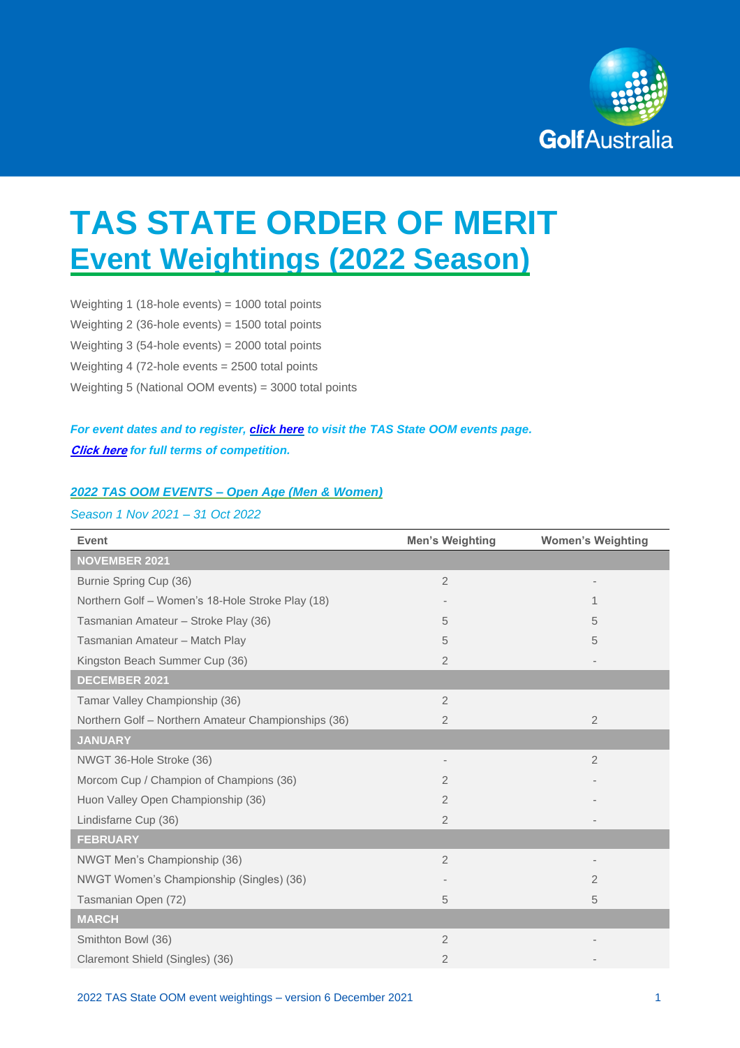# TAS STATE ORDER OF MERIT

## Event Weightings (2022 Season)

Weighting 1 (18-hole events) = 1000 total points

Weighting 2 (36-hole events) = 1500 total points

Weighting 3 (54-hole events) = 2000 total points

Weighting 4 (72-hole events = 2500 total points

Weighting 5 (National OOM events) = 3000 total points

***For event dates and to register, click here to visit the TAS State OOM events page.***

***Click here for full terms of competition.***

### *2022 TAS OOM EVENTS – Open Age (Men & Women)*

*Season 1 Nov 2021 – 31 Oct 2022*

| Event | Men's Weighting | Women's Weighting |
|---|---|---|
| **NOVEMBER 2021** | | |
| Burnie Spring Cup (36) | 2 | - |
| Northern Golf – Women's 18-Hole Stroke Play (18) | - | 1 |
| Tasmanian Amateur – Stroke Play (36) | 5 | 5 |
| Tasmanian Amateur – Match Play | 5 | 5 |
| Kingston Beach Summer Cup (36) | 2 | - |
| **DECEMBER 2021** | | |
| Tamar Valley Championship (36) | 2 | |
| Northern Golf – Northern Amateur Championships (36) | 2 | 2 |
| **JANUARY** | | |
| NWGT 36-Hole Stroke (36) | - | 2 |
| Morcom Cup / Champion of Champions (36) | 2 | - |
| Huon Valley Open Championship (36) | 2 | - |
| Lindisfarne Cup (36) | 2 | - |
| **FEBRUARY** | | |
| NWGT Men's Championship (36) | 2 | - |
| NWGT Women's Championship (Singles) (36) | - | 2 |
| Tasmanian Open (72) | 5 | 5 |
| **MARCH** | | |
| Smithton Bowl (36) | 2 | - |
| Claremont Shield (Singles) (36) | 2 | - |

2022 TAS State OOM event weightings – version 6 December 2021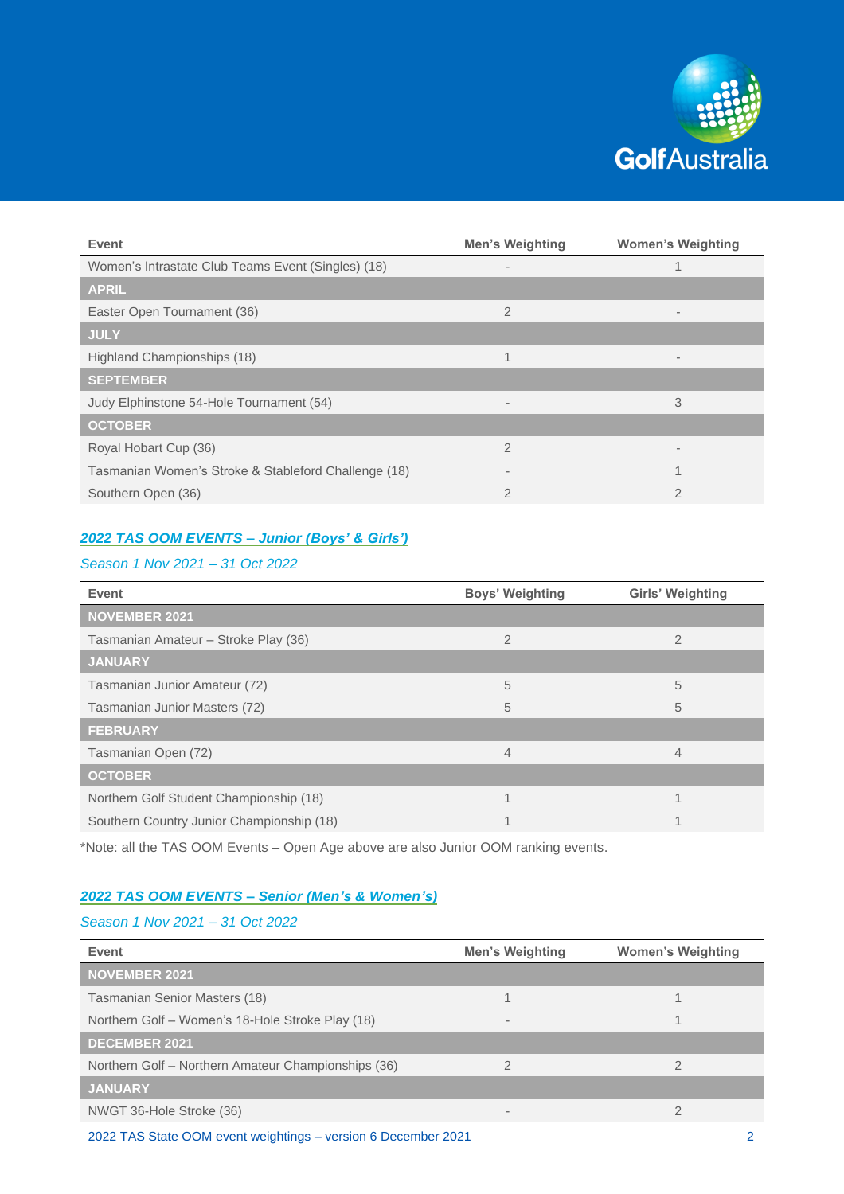| Event | Men's Weighting | Women's Weighting |
|---|---|---|
| Women's Intrastate Club Teams Event (Singles) (18) | - | 1 |
| **APRIL** | | |
| Easter Open Tournament (36) | 2 | - |
| **JULY** | | |
| Highland Championships (18) | 1 | - |
| **SEPTEMBER** | | |
| Judy Elphinstone 54-Hole Tournament (54) | - | 3 |
| **OCTOBER** | | |
| Royal Hobart Cup (36) | 2 | - |
| Tasmanian Women's Stroke & Stableford Challenge (18) | - | 1 |
| Southern Open (36) | 2 | 2 |

## *2022 TAS OOM EVENTS – Junior (Boys' & Girls')*

*Season 1 Nov 2021 – 31 Oct 2022*

| Event | Boys' Weighting | Girls' Weighting |
|---|---|---|
| **NOVEMBER 2021** | | |
| Tasmanian Amateur – Stroke Play (36) | 2 | 2 |
| **JANUARY** | | |
| Tasmanian Junior Amateur (72) | 5 | 5 |
| Tasmanian Junior Masters (72) | 5 | 5 |
| **FEBRUARY** | | |
| Tasmanian Open (72) | 4 | 4 |
| **OCTOBER** | | |
| Northern Golf Student Championship (18) | 1 | 1 |
| Southern Country Junior Championship (18) | 1 | 1 |

*Note: all the TAS OOM Events – Open Age above are also Junior OOM ranking events.

## *2022 TAS OOM EVENTS – Senior (Men's & Women's)*

*Season 1 Nov 2021 – 31 Oct 2022*

| Event | Men's Weighting | Women's Weighting |
|---|---|---|
| **NOVEMBER 2021** | | |
| Tasmanian Senior Masters (18) | 1 | 1 |
| Northern Golf – Women's 18-Hole Stroke Play (18) | - | 1 |
| **DECEMBER 2021** | | |
| Northern Golf – Northern Amateur Championships (36) | 2 | 2 |
| **JANUARY** | | |
| NWGT 36-Hole Stroke (36) | - | 2 |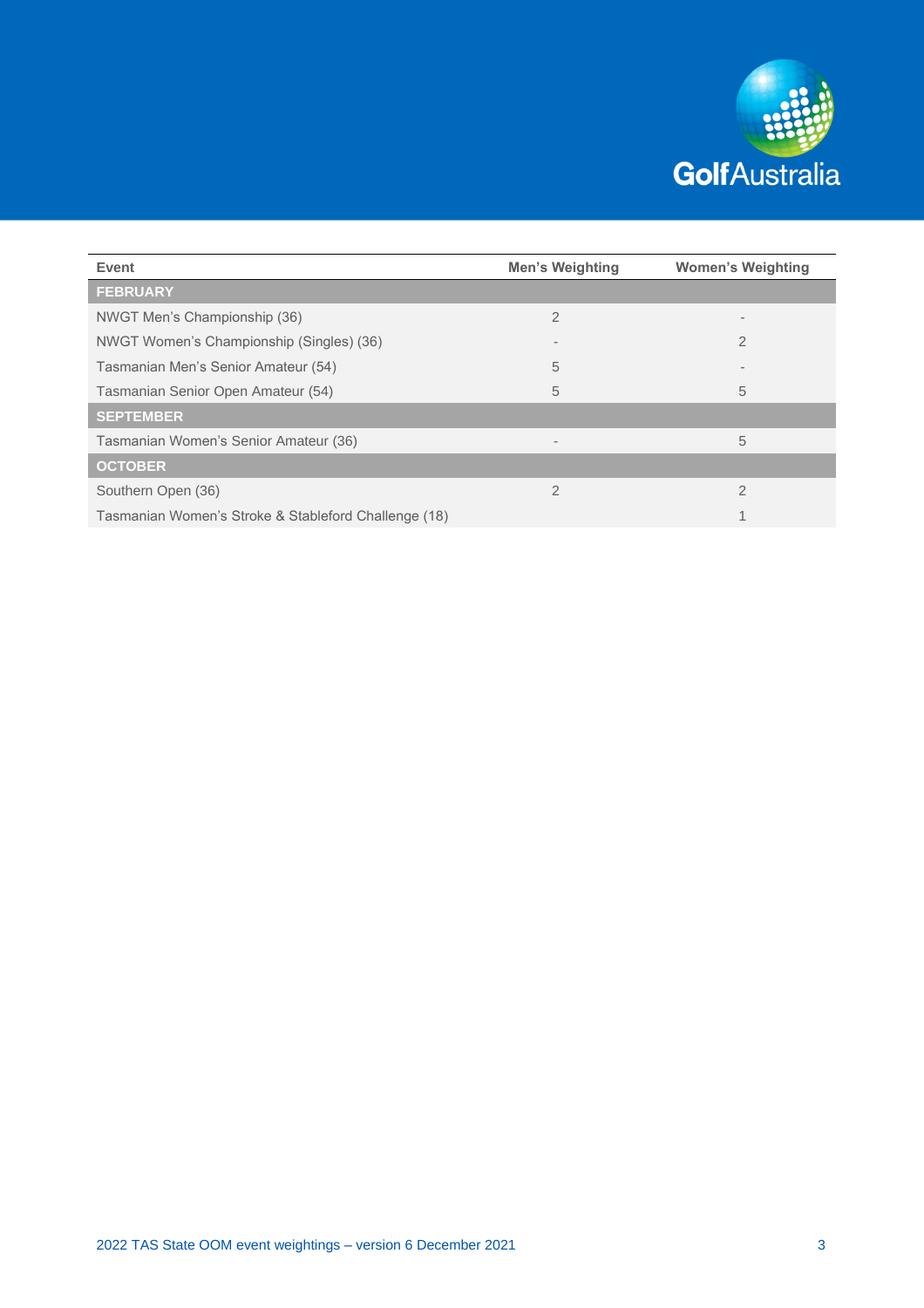| Event | Men's Weighting | Women's Weighting |
| --- | --- | --- |
| **FEBRUARY** | | |
| NWGT Men's Championship (36) | 2 | - |
| NWGT Women's Championship (Singles) (36) | - | 2 |
| Tasmanian Men's Senior Amateur (54) | 5 | - |
| Tasmanian Senior Open Amateur (54) | 5 | 5 |
| **SEPTEMBER** | | |
| Tasmanian Women's Senior Amateur (36) | - | 5 |
| **OCTOBER** | | |
| Southern Open (36) | 2 | 2 |
| Tasmanian Women's Stroke & Stableford Challenge (18) | | 1 |